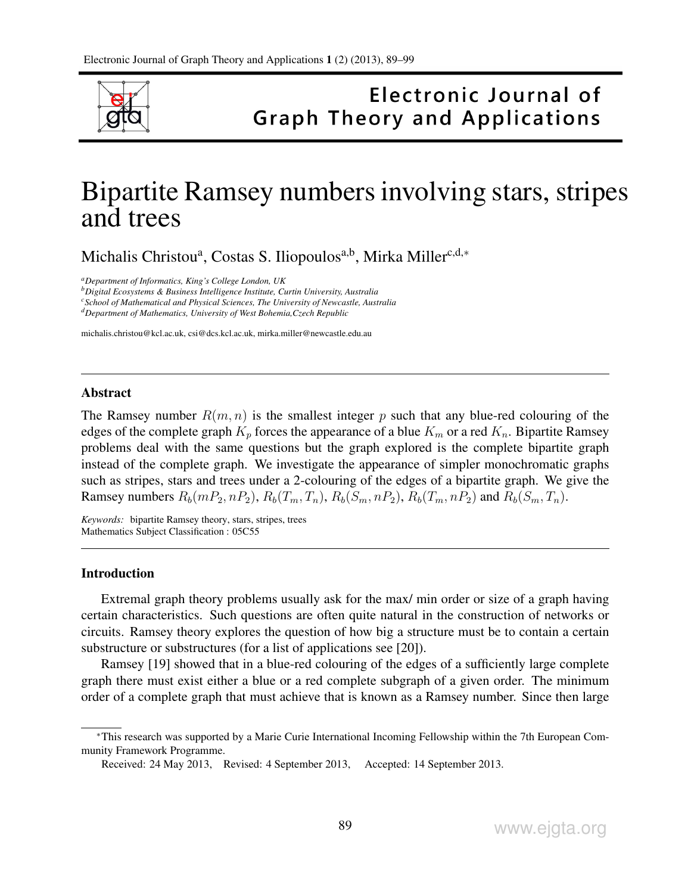# Bipartite Ramsey numbers involving stars, stripes and trees

Michalis Christou[a], Costas S. Iliopoulos[a,b], Mirka Miller[c,d,*]

[a]*Department of Informatics, King's College London, UK*
[b]*Digital Ecosystems & Business Intelligence Institute, Curtin University, Australia*
[c]*School of Mathematical and Physical Sciences, The University of Newcastle, Australia*
[d]*Department of Mathematics, University of West Bohemia,Czech Republic*

michalis.christou@kcl.ac.uk, csi@dcs.kcl.ac.uk, mirka.miller@newcastle.edu.au

---

### Abstract

The Ramsey number $R(m, n)$ is the smallest integer $p$ such that any blue-red colouring of the edges of the complete graph $K_p$ forces the appearance of a blue $K_m$ or a red $K_n$. Bipartite Ramsey problems deal with the same questions but the graph explored is the complete bipartite graph instead of the complete graph. We investigate the appearance of simpler monochromatic graphs such as stripes, stars and trees under a 2-colouring of the edges of a bipartite graph. We give the Ramsey numbers $R_b(mP_2, nP_2)$, $R_b(T_m, T_n)$, $R_b(S_m, nP_2)$, $R_b(T_m, nP_2)$ and $R_b(S_m, T_n)$.

*Keywords:* bipartite Ramsey theory, stars, stripes, trees
Mathematics Subject Classification : 05C55

---

### Introduction

Extremal graph theory problems usually ask for the max/ min order or size of a graph having certain characteristics. Such questions are often quite natural in the construction of networks or circuits. Ramsey theory explores the question of how big a structure must be to contain a certain substructure or substructures (for a list of applications see [20]).

Ramsey [19] showed that in a blue-red colouring of the edges of a sufficiently large complete graph there must exist either a blue or a red complete subgraph of a given order. The minimum order of a complete graph that must achieve that is known as a Ramsey number. Since then large

---

*This research was supported by a Marie Curie International Incoming Fellowship within the 7th European Community Framework Programme.

Received: 24 May 2013, Revised: 4 September 2013, Accepted: 14 September 2013.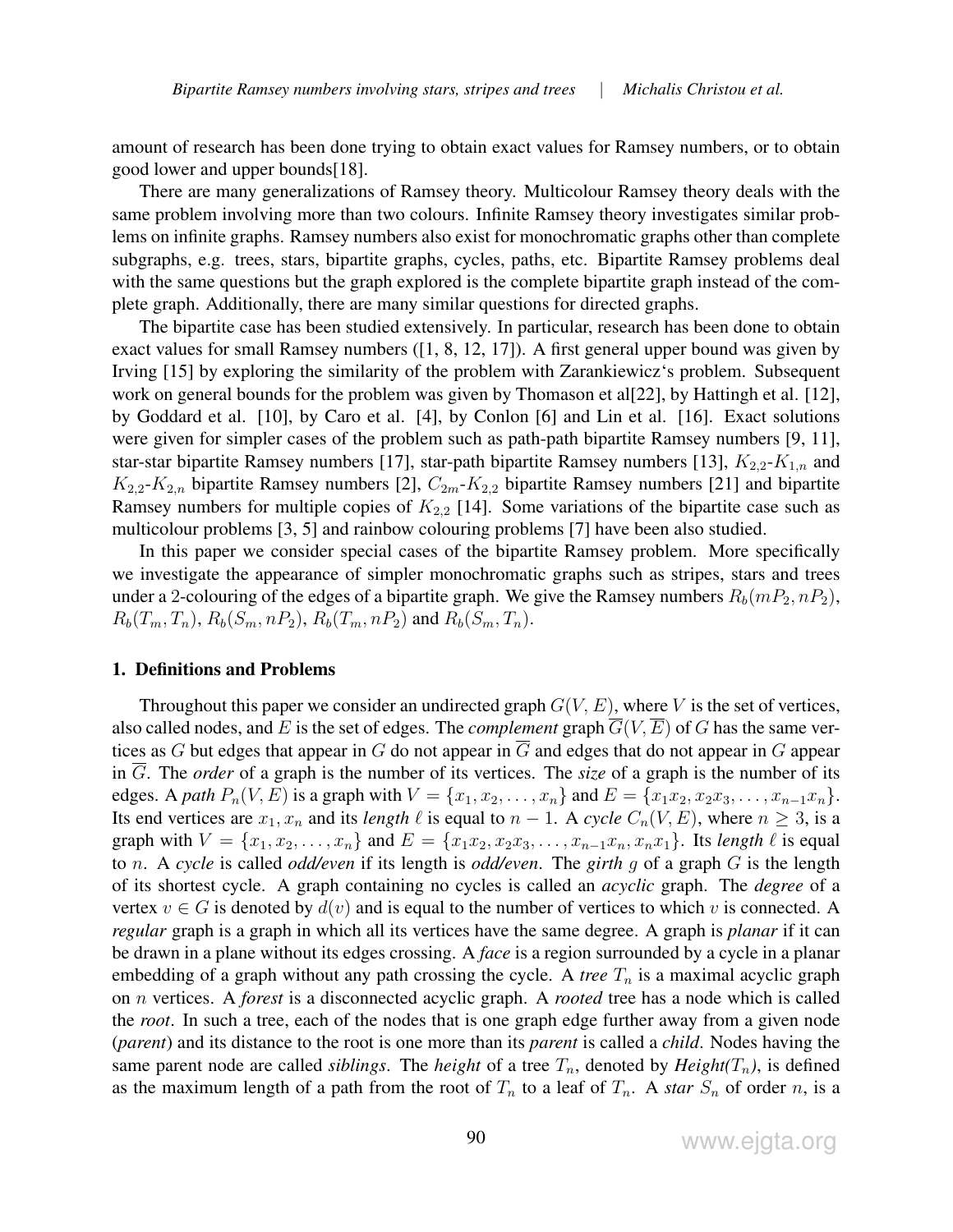amount of research has been done trying to obtain exact values for Ramsey numbers, or to obtain good lower and upper bounds[18].

There are many generalizations of Ramsey theory. Multicolour Ramsey theory deals with the same problem involving more than two colours. Infinite Ramsey theory investigates similar problems on infinite graphs. Ramsey numbers also exist for monochromatic graphs other than complete subgraphs, e.g. trees, stars, bipartite graphs, cycles, paths, etc. Bipartite Ramsey problems deal with the same questions but the graph explored is the complete bipartite graph instead of the complete graph. Additionally, there are many similar questions for directed graphs.

The bipartite case has been studied extensively. In particular, research has been done to obtain exact values for small Ramsey numbers ([1, 8, 12, 17]). A first general upper bound was given by Irving [15] by exploring the similarity of the problem with Zarankiewicz's problem. Subsequent work on general bounds for the problem was given by Thomason et al[22], by Hattingh et al. [12], by Goddard et al. [10], by Caro et al. [4], by Conlon [6] and Lin et al. [16]. Exact solutions were given for simpler cases of the problem such as path-path bipartite Ramsey numbers [9, 11], star-star bipartite Ramsey numbers [17], star-path bipartite Ramsey numbers [13], $K_{2,2}$-$K_{1,n}$ and $K_{2,2}$-$K_{2,n}$ bipartite Ramsey numbers [2], $C_{2m}$-$K_{2,2}$ bipartite Ramsey numbers [21] and bipartite Ramsey numbers for multiple copies of $K_{2,2}$ [14]. Some variations of the bipartite case such as multicolour problems [3, 5] and rainbow colouring problems [7] have been also studied.

In this paper we consider special cases of the bipartite Ramsey problem. More specifically we investigate the appearance of simpler monochromatic graphs such as stripes, stars and trees under a 2-colouring of the edges of a bipartite graph. We give the Ramsey numbers $R_b(mP_2, nP_2)$, $R_b(T_m, T_n)$, $R_b(S_m, nP_2)$, $R_b(T_m, nP_2)$ and $R_b(S_m, T_n)$.

## 1. Definitions and Problems

Throughout this paper we consider an undirected graph $G(V, E)$, where $V$ is the set of vertices, also called nodes, and $E$ is the set of edges. The *complement* graph $\overline{G}(V, \overline{E})$ of $G$ has the same vertices as $G$ but edges that appear in $G$ do not appear in $\overline{G}$ and edges that do not appear in $G$ appear in $\overline{G}$. The *order* of a graph is the number of its vertices. The *size* of a graph is the number of its edges. A *path* $P_n(V, E)$ is a graph with $V = \{x_1, x_2, \ldots, x_n\}$ and $E = \{x_1x_2, x_2x_3, \ldots, x_{n-1}x_n\}$. Its end vertices are $x_1, x_n$ and its *length* $\ell$ is equal to $n - 1$. A *cycle* $C_n(V, E)$, where $n \geq 3$, is a graph with $V = \{x_1, x_2, \ldots, x_n\}$ and $E = \{x_1x_2, x_2x_3, \ldots, x_{n-1}x_n, x_nx_1\}$. Its *length* $\ell$ is equal to $n$. A *cycle* is called *odd/even* if its length is *odd/even*. The *girth* $g$ of a graph $G$ is the length of its shortest cycle. A graph containing no cycles is called an *acyclic* graph. The *degree* of a vertex $v \in G$ is denoted by $d(v)$ and is equal to the number of vertices to which $v$ is connected. A *regular* graph is a graph in which all its vertices have the same degree. A graph is *planar* if it can be drawn in a plane without its edges crossing. A *face* is a region surrounded by a cycle in a planar embedding of a graph without any path crossing the cycle. A *tree* $T_n$ is a maximal acyclic graph on $n$ vertices. A *forest* is a disconnected acyclic graph. A *rooted* tree has a node which is called the *root*. In such a tree, each of the nodes that is one graph edge further away from a given node (*parent*) and its distance to the root is one more than its *parent* is called a *child*. Nodes having the same parent node are called *siblings*. The *height* of a tree $T_n$, denoted by *Height*($T_n$), is defined as the maximum length of a path from the root of $T_n$ to a leaf of $T_n$. A *star* $S_n$ of order $n$, is a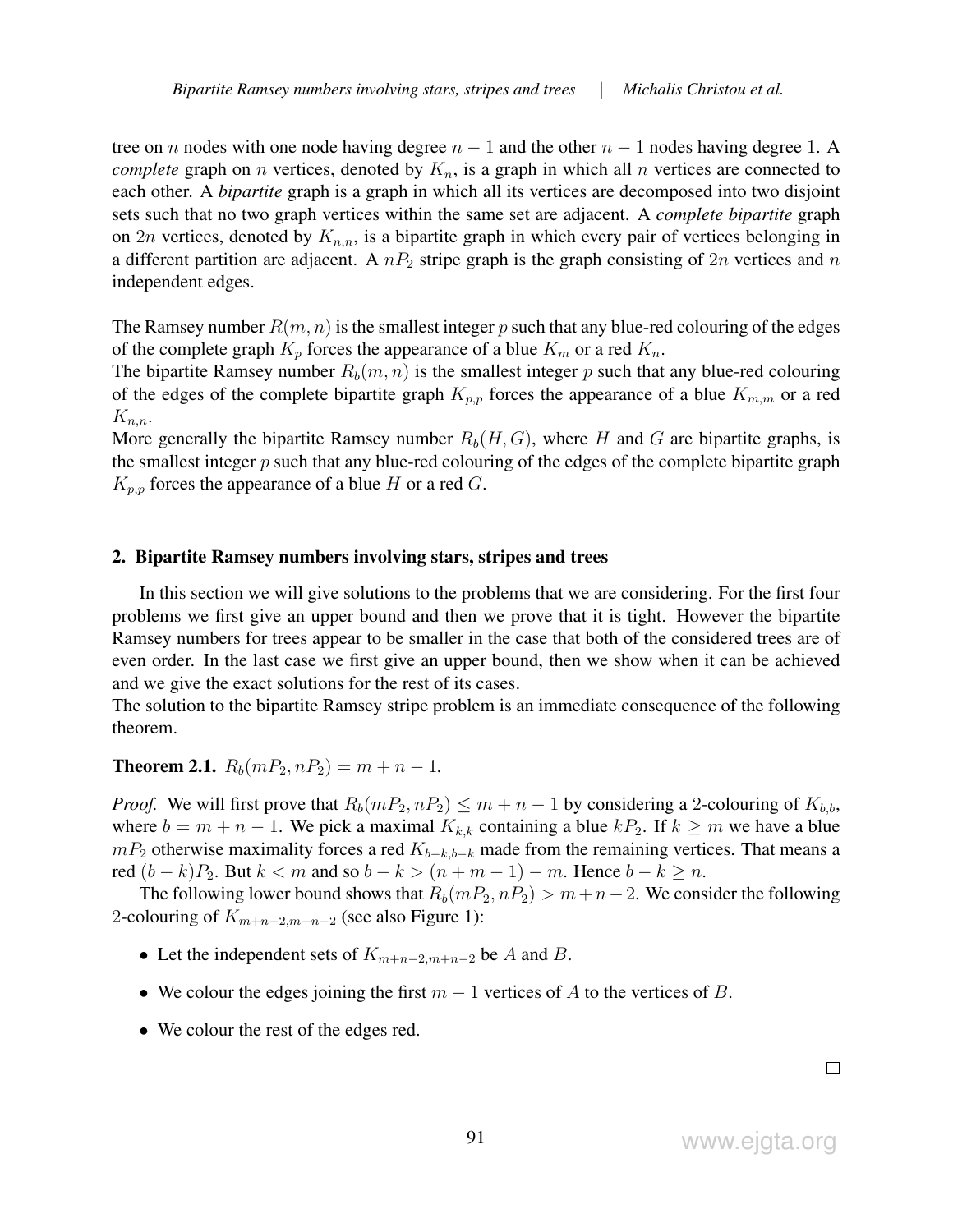tree on $n$ nodes with one node having degree $n-1$ and the other $n-1$ nodes having degree 1. A *complete* graph on $n$ vertices, denoted by $K_n$, is a graph in which all $n$ vertices are connected to each other. A *bipartite* graph is a graph in which all its vertices are decomposed into two disjoint sets such that no two graph vertices within the same set are adjacent. A *complete bipartite* graph on $2n$ vertices, denoted by $K_{n,n}$, is a bipartite graph in which every pair of vertices belonging in a different partition are adjacent. A $nP_2$ stripe graph is the graph consisting of $2n$ vertices and $n$ independent edges.

The Ramsey number $R(m,n)$ is the smallest integer $p$ such that any blue-red colouring of the edges of the complete graph $K_p$ forces the appearance of a blue $K_m$ or a red $K_n$.
The bipartite Ramsey number $R_b(m,n)$ is the smallest integer $p$ such that any blue-red colouring of the edges of the complete bipartite graph $K_{p,p}$ forces the appearance of a blue $K_{m,m}$ or a red $K_{n,n}$.
More generally the bipartite Ramsey number $R_b(H,G)$, where $H$ and $G$ are bipartite graphs, is the smallest integer $p$ such that any blue-red colouring of the edges of the complete bipartite graph $K_{p,p}$ forces the appearance of a blue $H$ or a red $G$.

## 2. Bipartite Ramsey numbers involving stars, stripes and trees

In this section we will give solutions to the problems that we are considering. For the first four problems we first give an upper bound and then we prove that it is tight. However the bipartite Ramsey numbers for trees appear to be smaller in the case that both of the considered trees are of even order. In the last case we first give an upper bound, then we show when it can be achieved and we give the exact solutions for the rest of its cases.
The solution to the bipartite Ramsey stripe problem is an immediate consequence of the following theorem.

**Theorem 2.1.** $R_b(mP_2, nP_2) = m + n - 1$.

*Proof.* We will first prove that $R_b(mP_2, nP_2) \leq m + n - 1$ by considering a 2-colouring of $K_{b,b}$, where $b = m + n - 1$. We pick a maximal $K_{k,k}$ containing a blue $kP_2$. If $k \geq m$ we have a blue $mP_2$ otherwise maximality forces a red $K_{b-k,b-k}$ made from the remaining vertices. That means a red $(b-k)P_2$. But $k < m$ and so $b - k > (n + m - 1) - m$. Hence $b - k \geq n$.

The following lower bound shows that $R_b(mP_2, nP_2) > m + n - 2$. We consider the following 2-colouring of $K_{m+n-2,m+n-2}$ (see also Figure 1):

- Let the independent sets of $K_{m+n-2,m+n-2}$ be $A$ and $B$.
- We colour the edges joining the first $m-1$ vertices of $A$ to the vertices of $B$.
- We colour the rest of the edges red.

□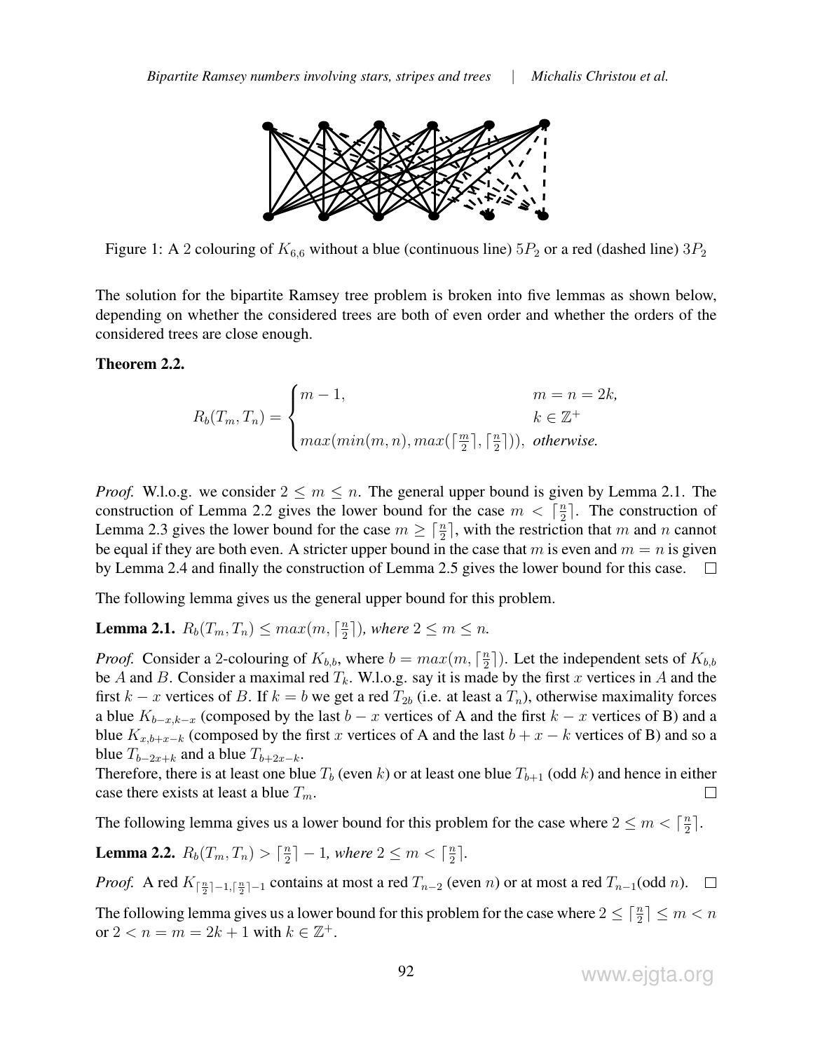Figure 1: A 2 colouring of $K_{6,6}$ without a blue (continuous line) $5P_2$ or a red (dashed line) $3P_2$

The solution for the bipartite Ramsey tree problem is broken into five lemmas as shown below, depending on whether the considered trees are both of even order and whether the orders of the considered trees are close enough.

**Theorem 2.2.**

$$R_b(T_m, T_n) = \begin{cases} m-1, & m = n = 2k, \\ & k \in \mathbb{Z}^+ \\ max(min(m,n), max(\lceil \frac{m}{2} \rceil, \lceil \frac{n}{2} \rceil)), & \textit{otherwise.} \end{cases}$$

*Proof.* W.l.o.g. we consider $2 \leq m \leq n$. The general upper bound is given by Lemma 2.1. The construction of Lemma 2.2 gives the lower bound for the case $m < \lceil \frac{n}{2} \rceil$. The construction of Lemma 2.3 gives the lower bound for the case $m \geq \lceil \frac{n}{2} \rceil$, with the restriction that $m$ and $n$ cannot be equal if they are both even. A stricter upper bound in the case that $m$ is even and $m = n$ is given by Lemma 2.4 and finally the construction of Lemma 2.5 gives the lower bound for this case. □

The following lemma gives us the general upper bound for this problem.

**Lemma 2.1.** $R_b(T_m, T_n) \leq max(m, \lceil \frac{n}{2} \rceil)$*, where* $2 \leq m \leq n$.

*Proof.* Consider a 2-colouring of $K_{b,b}$, where $b = max(m, \lceil \frac{n}{2} \rceil)$. Let the independent sets of $K_{b,b}$ be $A$ and $B$. Consider a maximal red $T_k$. W.l.o.g. say it is made by the first $x$ vertices in $A$ and the first $k - x$ vertices of $B$. If $k = b$ we get a red $T_{2b}$ (i.e. at least a $T_n$), otherwise maximality forces a blue $K_{b-x,k-x}$ (composed by the last $b - x$ vertices of A and the first $k - x$ vertices of B) and a blue $K_{x,b+x-k}$ (composed by the first $x$ vertices of A and the last $b + x - k$ vertices of B) and so a blue $T_{b-2x+k}$ and a blue $T_{b+2x-k}$.
Therefore, there is at least one blue $T_b$ (even $k$) or at least one blue $T_{b+1}$ (odd $k$) and hence in either case there exists at least a blue $T_m$. □

The following lemma gives us a lower bound for this problem for the case where $2 \leq m < \lceil \frac{n}{2} \rceil$.

**Lemma 2.2.** $R_b(T_m, T_n) > \lceil \frac{n}{2} \rceil - 1$*, where* $2 \leq m < \lceil \frac{n}{2} \rceil$.

*Proof.* A red $K_{\lceil \frac{n}{2} \rceil - 1, \lceil \frac{n}{2} \rceil - 1}$ contains at most a red $T_{n-2}$ (even $n$) or at most a red $T_{n-1}$(odd $n$). □

The following lemma gives us a lower bound for this problem for the case where $2 \leq \lceil \frac{n}{2} \rceil \leq m < n$ or $2 < n = m = 2k + 1$ with $k \in \mathbb{Z}^+$.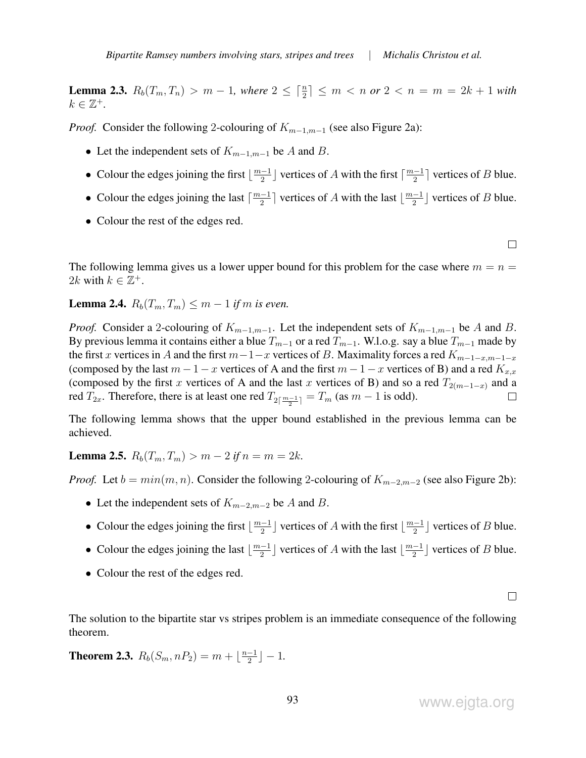**Lemma 2.3.** *$R_b(T_m, T_n) > m - 1$, where $2 \leq \lceil \frac{n}{2} \rceil \leq m < n$ or $2 < n = m = 2k + 1$ with $k \in \mathbb{Z}^+$.*

*Proof.* Consider the following 2-colouring of $K_{m-1,m-1}$ (see also Figure 2a):

- Let the independent sets of $K_{m-1,m-1}$ be $A$ and $B$.
- Colour the edges joining the first $\lfloor \frac{m-1}{2} \rfloor$ vertices of $A$ with the first $\lceil \frac{m-1}{2} \rceil$ vertices of $B$ blue.
- Colour the edges joining the last $\lceil \frac{m-1}{2} \rceil$ vertices of $A$ with the last $\lfloor \frac{m-1}{2} \rfloor$ vertices of $B$ blue.
- Colour the rest of the edges red.

□

The following lemma gives us a lower upper bound for this problem for the case where $m = n = 2k$ with $k \in \mathbb{Z}^+$.

**Lemma 2.4.** *$R_b(T_m, T_m) \leq m - 1$ if $m$ is even.*

*Proof.* Consider a 2-colouring of $K_{m-1,m-1}$. Let the independent sets of $K_{m-1,m-1}$ be $A$ and $B$. By previous lemma it contains either a blue $T_{m-1}$ or a red $T_{m-1}$. W.l.o.g. say a blue $T_{m-1}$ made by the first $x$ vertices in $A$ and the first $m-1-x$ vertices of $B$. Maximality forces a red $K_{m-1-x,m-1-x}$ (composed by the last $m-1-x$ vertices of A and the first $m-1-x$ vertices of B) and a red $K_{x,x}$ (composed by the first $x$ vertices of A and the last $x$ vertices of B) and so a red $T_{2(m-1-x)}$ and a red $T_{2x}$. Therefore, there is at least one red $T_{2\lceil \frac{m-1}{2} \rceil} = T_m$ (as $m-1$ is odd). □

The following lemma shows that the upper bound established in the previous lemma can be achieved.

**Lemma 2.5.** *$R_b(T_m, T_m) > m - 2$ if $n = m = 2k$.*

*Proof.* Let $b = min(m, n)$. Consider the following 2-colouring of $K_{m-2,m-2}$ (see also Figure 2b):

- Let the independent sets of $K_{m-2,m-2}$ be $A$ and $B$.
- Colour the edges joining the first $\lfloor \frac{m-1}{2} \rfloor$ vertices of $A$ with the first $\lfloor \frac{m-1}{2} \rfloor$ vertices of $B$ blue.
- Colour the edges joining the last $\lfloor \frac{m-1}{2} \rfloor$ vertices of $A$ with the last $\lfloor \frac{m-1}{2} \rfloor$ vertices of $B$ blue.
- Colour the rest of the edges red.

□

The solution to the bipartite star vs stripes problem is an immediate consequence of the following theorem.

**Theorem 2.3.** $R_b(S_m, nP_2) = m + \lfloor \frac{n-1}{2} \rfloor - 1$.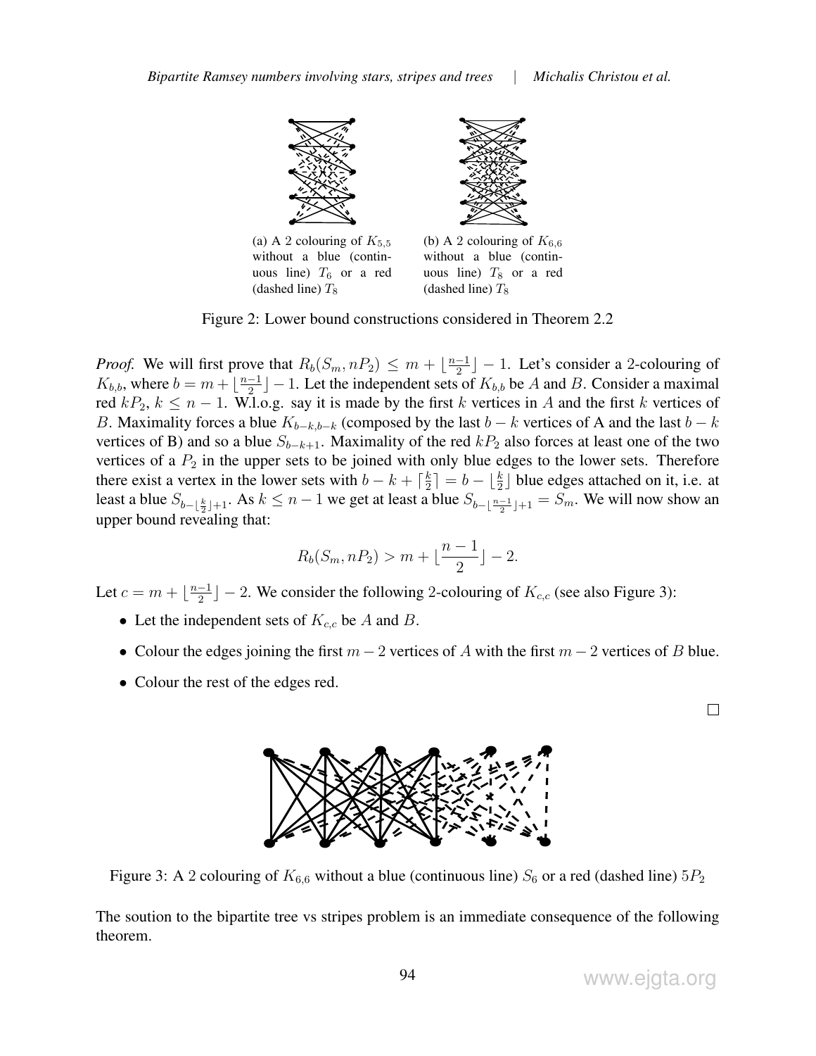(a) A 2 colouring of $K_{5,5}$ without a blue (continuous line) $T_6$ or a red (dashed line) $T_8$

(b) A 2 colouring of $K_{6,6}$ without a blue (continuous line) $T_8$ or a red (dashed line) $T_8$

Figure 2: Lower bound constructions considered in Theorem 2.2

*Proof.* We will first prove that $R_b(S_m, nP_2) \leq m + \lfloor \frac{n-1}{2} \rfloor - 1$. Let's consider a 2-colouring of $K_{b,b}$, where $b = m + \lfloor \frac{n-1}{2} \rfloor - 1$. Let the independent sets of $K_{b,b}$ be $A$ and $B$. Consider a maximal red $kP_2$, $k \leq n-1$. W.l.o.g. say it is made by the first $k$ vertices in $A$ and the first $k$ vertices of $B$. Maximality forces a blue $K_{b-k,b-k}$ (composed by the last $b-k$ vertices of A and the last $b-k$ vertices of B) and so a blue $S_{b-k+1}$. Maximality of the red $kP_2$ also forces at least one of the two vertices of a $P_2$ in the upper sets to be joined with only blue edges to the lower sets. Therefore there exist a vertex in the lower sets with $b - k + \lceil \frac{k}{2} \rceil = b - \lfloor \frac{k}{2} \rfloor$ blue edges attached on it, i.e. at least a blue $S_{b-\lfloor \frac{k}{2} \rfloor+1}$. As $k \leq n-1$ we get at least a blue $S_{b-\lfloor \frac{n-1}{2} \rfloor+1} = S_m$. We will now show an upper bound revealing that:

$$R_b(S_m, nP_2) > m + \lfloor \frac{n-1}{2} \rfloor - 2.$$

Let $c = m + \lfloor \frac{n-1}{2} \rfloor - 2$. We consider the following 2-colouring of $K_{c,c}$ (see also Figure 3):

- Let the independent sets of $K_{c,c}$ be $A$ and $B$.
- Colour the edges joining the first $m-2$ vertices of $A$ with the first $m-2$ vertices of $B$ blue.
- Colour the rest of the edges red.

□

Figure 3: A 2 colouring of $K_{6,6}$ without a blue (continuous line) $S_6$ or a red (dashed line) $5P_2$

The soution to the bipartite tree vs stripes problem is an immediate consequence of the following theorem.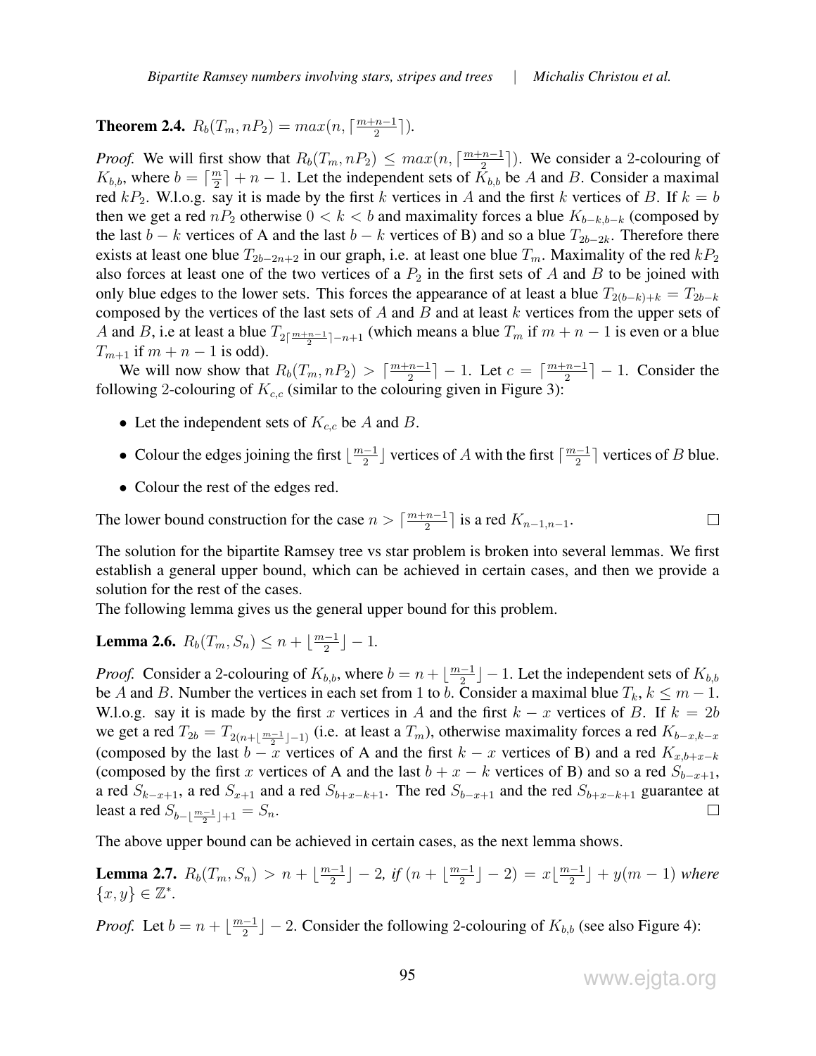**Theorem 2.4.** $R_b(T_m, nP_2) = max(n, \lceil \frac{m+n-1}{2} \rceil)$.

*Proof.* We will first show that $R_b(T_m, nP_2) \leq max(n, \lceil \frac{m+n-1}{2} \rceil)$. We consider a 2-colouring of $K_{b,b}$, where $b = \lceil \frac{m}{2} \rceil + n - 1$. Let the independent sets of $K_{b,b}$ be $A$ and $B$. Consider a maximal red $kP_2$. W.l.o.g. say it is made by the first $k$ vertices in $A$ and the first $k$ vertices of $B$. If $k = b$ then we get a red $nP_2$ otherwise $0 < k < b$ and maximality forces a blue $K_{b-k,b-k}$ (composed by the last $b-k$ vertices of A and the last $b-k$ vertices of B) and so a blue $T_{2b-2k}$. Therefore there exists at least one blue $T_{2b-2n+2}$ in our graph, i.e. at least one blue $T_m$. Maximality of the red $kP_2$ also forces at least one of the two vertices of a $P_2$ in the first sets of $A$ and $B$ to be joined with only blue edges to the lower sets. This forces the appearance of at least a blue $T_{2(b-k)+k} = T_{2b-k}$ composed by the vertices of the last sets of $A$ and $B$ and at least $k$ vertices from the upper sets of $A$ and $B$, i.e at least a blue $T_{2\lceil \frac{m+n-1}{2} \rceil - n+1}$ (which means a blue $T_m$ if $m+n-1$ is even or a blue $T_{m+1}$ if $m+n-1$ is odd).

We will now show that $R_b(T_m, nP_2) > \lceil \frac{m+n-1}{2} \rceil - 1$. Let $c = \lceil \frac{m+n-1}{2} \rceil - 1$. Consider the following 2-colouring of $K_{c,c}$ (similar to the colouring given in Figure 3):

- Let the independent sets of $K_{c,c}$ be $A$ and $B$.
- Colour the edges joining the first $\lfloor \frac{m-1}{2} \rfloor$ vertices of $A$ with the first $\lceil \frac{m-1}{2} \rceil$ vertices of $B$ blue.
- Colour the rest of the edges red.

The lower bound construction for the case $n > \lceil \frac{m+n-1}{2} \rceil$ is a red $K_{n-1,n-1}$. □

The solution for the bipartite Ramsey tree vs star problem is broken into several lemmas. We first establish a general upper bound, which can be achieved in certain cases, and then we provide a solution for the rest of the cases.
The following lemma gives us the general upper bound for this problem.

**Lemma 2.6.** $R_b(T_m, S_n) \leq n + \lfloor \frac{m-1}{2} \rfloor - 1$.

*Proof.* Consider a 2-colouring of $K_{b,b}$, where $b = n + \lfloor \frac{m-1}{2} \rfloor - 1$. Let the independent sets of $K_{b,b}$ be $A$ and $B$. Number the vertices in each set from 1 to $b$. Consider a maximal blue $T_k$, $k \leq m-1$. W.l.o.g. say it is made by the first $x$ vertices in $A$ and the first $k-x$ vertices of $B$. If $k = 2b$ we get a red $T_{2b} = T_{2(n+\lfloor \frac{m-1}{2} \rfloor - 1)}$ (i.e. at least a $T_m$), otherwise maximality forces a red $K_{b-x,k-x}$ (composed by the last $b-x$ vertices of A and the first $k-x$ vertices of B) and a red $K_{x,b+x-k}$ (composed by the first $x$ vertices of A and the last $b+x-k$ vertices of B) and so a red $S_{b-x+1}$, a red $S_{k-x+1}$, a red $S_{x+1}$ and a red $S_{b+x-k+1}$. The red $S_{b-x+1}$ and the red $S_{b+x-k+1}$ guarantee at least a red $S_{b-\lfloor \frac{m-1}{2} \rfloor + 1} = S_n$. □

The above upper bound can be achieved in certain cases, as the next lemma shows.

**Lemma 2.7.** *$R_b(T_m, S_n) > n + \lfloor \frac{m-1}{2} \rfloor - 2$, if $(n + \lfloor \frac{m-1}{2} \rfloor - 2) = x\lfloor \frac{m-1}{2} \rfloor + y(m-1)$ where $\{x, y\} \in \mathbb{Z}^*$.*

*Proof.* Let $b = n + \lfloor \frac{m-1}{2} \rfloor - 2$. Consider the following 2-colouring of $K_{b,b}$ (see also Figure 4):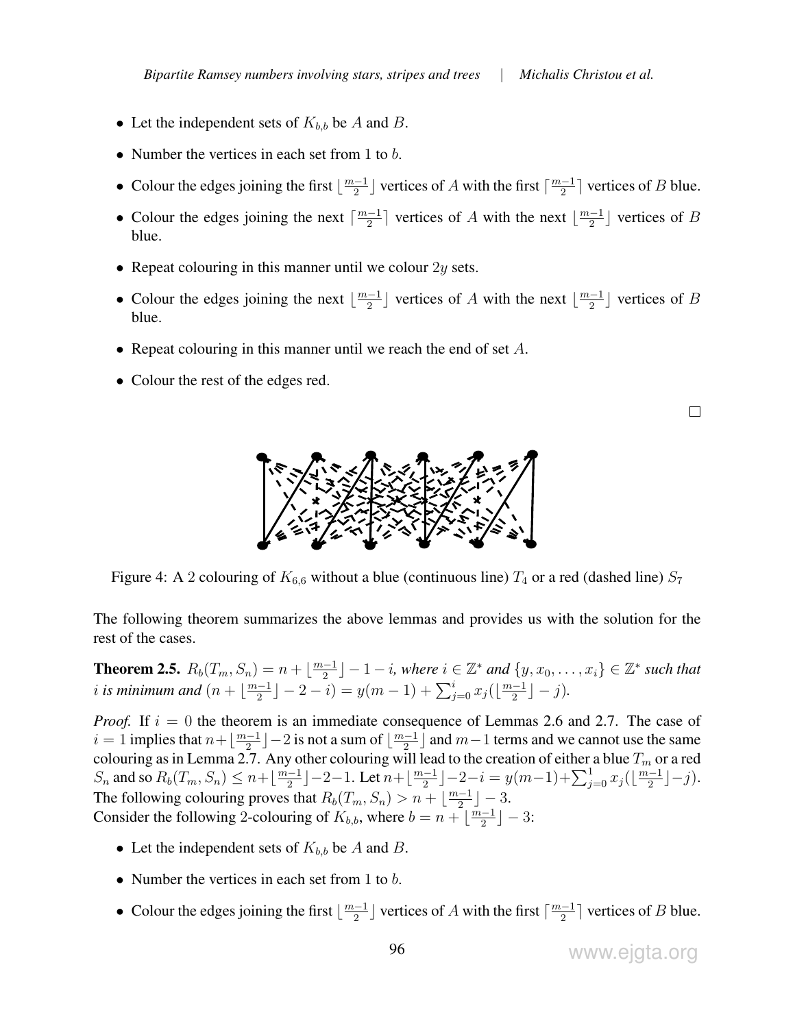- Let the independent sets of $K_{b,b}$ be $A$ and $B$.
- Number the vertices in each set from 1 to $b$.
- Colour the edges joining the first $\lfloor \frac{m-1}{2} \rfloor$ vertices of $A$ with the first $\lceil \frac{m-1}{2} \rceil$ vertices of $B$ blue.
- Colour the edges joining the next $\lceil \frac{m-1}{2} \rceil$ vertices of $A$ with the next $\lfloor \frac{m-1}{2} \rfloor$ vertices of $B$ blue.
- Repeat colouring in this manner until we colour $2y$ sets.
- Colour the edges joining the next $\lfloor \frac{m-1}{2} \rfloor$ vertices of $A$ with the next $\lfloor \frac{m-1}{2} \rfloor$ vertices of $B$ blue.
- Repeat colouring in this manner until we reach the end of set $A$.
- Colour the rest of the edges red.

□

Figure 4: A 2 colouring of $K_{6,6}$ without a blue (continuous line) $T_4$ or a red (dashed line) $S_7$

The following theorem summarizes the above lemmas and provides us with the solution for the rest of the cases.

**Theorem 2.5.** *$R_b(T_m, S_n) = n + \lfloor \frac{m-1}{2} \rfloor - 1 - i$, where $i \in \mathbb{Z}^*$ and $\{y, x_0, \ldots, x_i\} \in \mathbb{Z}^*$ such that $i$ is minimum and $(n + \lfloor \frac{m-1}{2} \rfloor - 2 - i) = y(m-1) + \sum_{j=0}^{i} x_j(\lfloor \frac{m-1}{2} \rfloor - j)$.*

*Proof.* If $i = 0$ the theorem is an immediate consequence of Lemmas 2.6 and 2.7. The case of $i = 1$ implies that $n + \lfloor \frac{m-1}{2} \rfloor - 2$ is not a sum of $\lfloor \frac{m-1}{2} \rfloor$ and $m-1$ terms and we cannot use the same colouring as in Lemma 2.7. Any other colouring will lead to the creation of either a blue $T_m$ or a red $S_n$ and so $R_b(T_m, S_n) \leq n + \lfloor \frac{m-1}{2} \rfloor - 2 - 1$. Let $n + \lfloor \frac{m-1}{2} \rfloor - 2 - i = y(m-1) + \sum_{j=0}^{1} x_j(\lfloor \frac{m-1}{2} \rfloor - j)$. The following colouring proves that $R_b(T_m, S_n) > n + \lfloor \frac{m-1}{2} \rfloor - 3$.
Consider the following 2-colouring of $K_{b,b}$, where $b = n + \lfloor \frac{m-1}{2} \rfloor - 3$:

- Let the independent sets of $K_{b,b}$ be $A$ and $B$.
- Number the vertices in each set from 1 to $b$.
- Colour the edges joining the first $\lfloor \frac{m-1}{2} \rfloor$ vertices of $A$ with the first $\lceil \frac{m-1}{2} \rceil$ vertices of $B$ blue.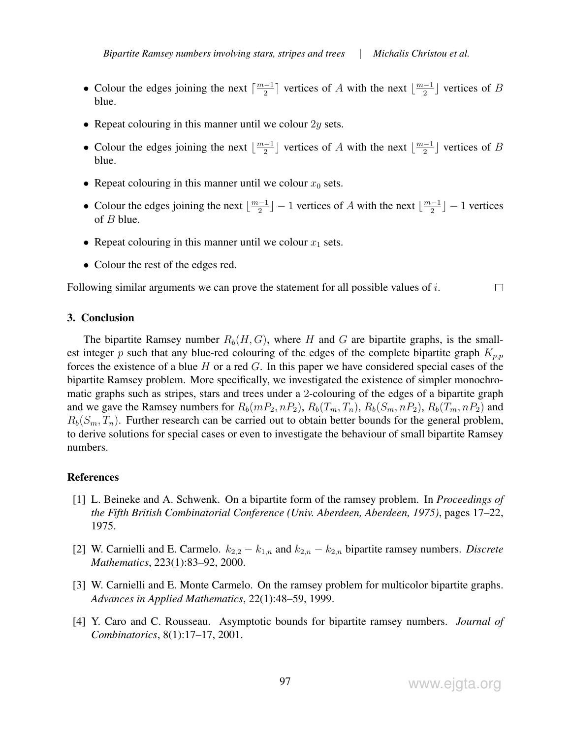- Colour the edges joining the next $\lceil \frac{m-1}{2} \rceil$ vertices of $A$ with the next $\lfloor \frac{m-1}{2} \rfloor$ vertices of $B$ blue.
- Repeat colouring in this manner until we colour $2y$ sets.
- Colour the edges joining the next $\lfloor \frac{m-1}{2} \rfloor$ vertices of $A$ with the next $\lfloor \frac{m-1}{2} \rfloor$ vertices of $B$ blue.
- Repeat colouring in this manner until we colour $x_0$ sets.
- Colour the edges joining the next $\lfloor \frac{m-1}{2} \rfloor - 1$ vertices of $A$ with the next $\lfloor \frac{m-1}{2} \rfloor - 1$ vertices of $B$ blue.
- Repeat colouring in this manner until we colour $x_1$ sets.
- Colour the rest of the edges red.

Following similar arguments we can prove the statement for all possible values of $i$. □

## 3. Conclusion

The bipartite Ramsey number $R_b(H, G)$, where $H$ and $G$ are bipartite graphs, is the smallest integer $p$ such that any blue-red colouring of the edges of the complete bipartite graph $K_{p,p}$ forces the existence of a blue $H$ or a red $G$. In this paper we have considered special cases of the bipartite Ramsey problem. More specifically, we investigated the existence of simpler monochromatic graphs such as stripes, stars and trees under a 2-colouring of the edges of a bipartite graph and we gave the Ramsey numbers for $R_b(mP_2, nP_2)$, $R_b(T_m, T_n)$, $R_b(S_m, nP_2)$, $R_b(T_m, nP_2)$ and $R_b(S_m, T_n)$. Further research can be carried out to obtain better bounds for the general problem, to derive solutions for special cases or even to investigate the behaviour of small bipartite Ramsey numbers.

## References

[1] L. Beineke and A. Schwenk. On a bipartite form of the ramsey problem. In *Proceedings of the Fifth British Combinatorial Conference (Univ. Aberdeen, Aberdeen, 1975)*, pages 17–22, 1975.

[2] W. Carnielli and E. Carmelo. $k_{2,2} - k_{1,n}$ and $k_{2,n} - k_{2,n}$ bipartite ramsey numbers. *Discrete Mathematics*, 223(1):83–92, 2000.

[3] W. Carnielli and E. Monte Carmelo. On the ramsey problem for multicolor bipartite graphs. *Advances in Applied Mathematics*, 22(1):48–59, 1999.

[4] Y. Caro and C. Rousseau. Asymptotic bounds for bipartite ramsey numbers. *Journal of Combinatorics*, 8(1):17–17, 2001.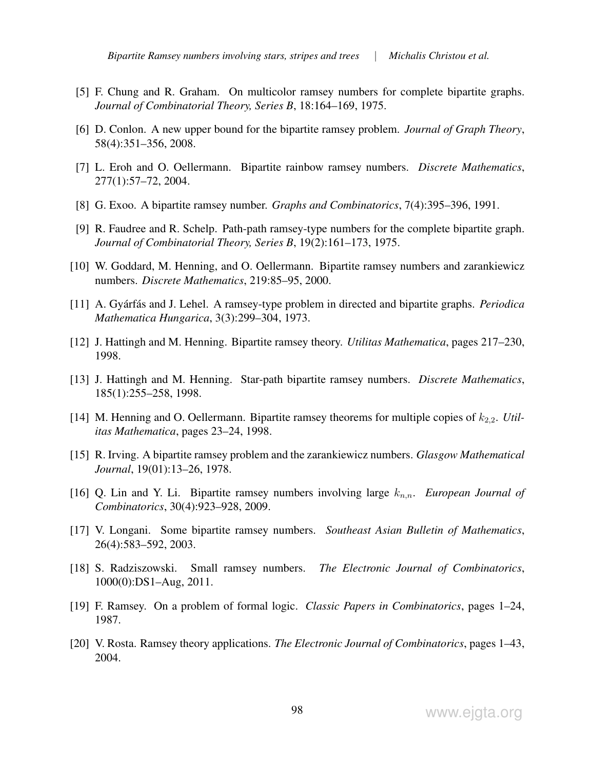[5] F. Chung and R. Graham. On multicolor ramsey numbers for complete bipartite graphs. *Journal of Combinatorial Theory, Series B*, 18:164–169, 1975.

[6] D. Conlon. A new upper bound for the bipartite ramsey problem. *Journal of Graph Theory*, 58(4):351–356, 2008.

[7] L. Eroh and O. Oellermann. Bipartite rainbow ramsey numbers. *Discrete Mathematics*, 277(1):57–72, 2004.

[8] G. Exoo. A bipartite ramsey number. *Graphs and Combinatorics*, 7(4):395–396, 1991.

[9] R. Faudree and R. Schelp. Path-path ramsey-type numbers for the complete bipartite graph. *Journal of Combinatorial Theory, Series B*, 19(2):161–173, 1975.

[10] W. Goddard, M. Henning, and O. Oellermann. Bipartite ramsey numbers and zarankiewicz numbers. *Discrete Mathematics*, 219:85–95, 2000.

[11] A. Gyárfás and J. Lehel. A ramsey-type problem in directed and bipartite graphs. *Periodica Mathematica Hungarica*, 3(3):299–304, 1973.

[12] J. Hattingh and M. Henning. Bipartite ramsey theory. *Utilitas Mathematica*, pages 217–230, 1998.

[13] J. Hattingh and M. Henning. Star-path bipartite ramsey numbers. *Discrete Mathematics*, 185(1):255–258, 1998.

[14] M. Henning and O. Oellermann. Bipartite ramsey theorems for multiple copies of $k_{2,2}$. *Utilitas Mathematica*, pages 23–24, 1998.

[15] R. Irving. A bipartite ramsey problem and the zarankiewicz numbers. *Glasgow Mathematical Journal*, 19(01):13–26, 1978.

[16] Q. Lin and Y. Li. Bipartite ramsey numbers involving large $k_{n,n}$. *European Journal of Combinatorics*, 30(4):923–928, 2009.

[17] V. Longani. Some bipartite ramsey numbers. *Southeast Asian Bulletin of Mathematics*, 26(4):583–592, 2003.

[18] S. Radziszowski. Small ramsey numbers. *The Electronic Journal of Combinatorics*, 1000(0):DS1–Aug, 2011.

[19] F. Ramsey. On a problem of formal logic. *Classic Papers in Combinatorics*, pages 1–24, 1987.

[20] V. Rosta. Ramsey theory applications. *The Electronic Journal of Combinatorics*, pages 1–43, 2004.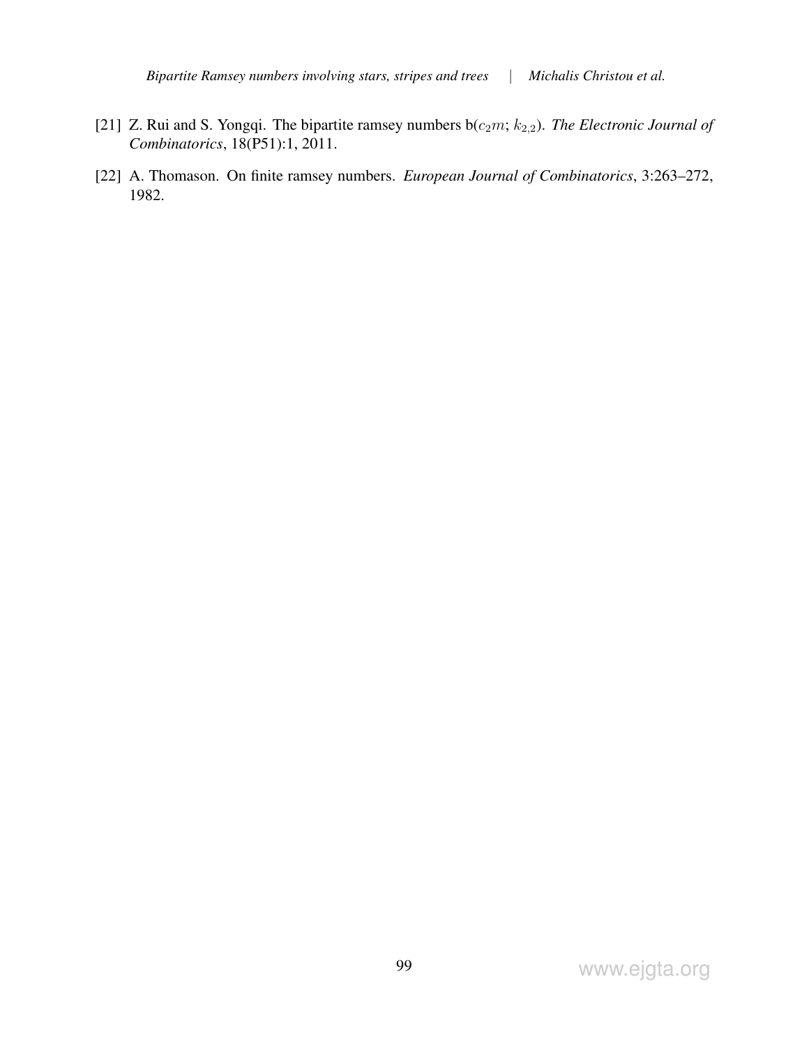[21] Z. Rui and S. Yongqi. The bipartite ramsey numbers b($c_2m$; $k_{2,2}$). *The Electronic Journal of Combinatorics*, 18(P51):1, 2011.

[22] A. Thomason. On finite ramsey numbers. *European Journal of Combinatorics*, 3:263–272, 1982.